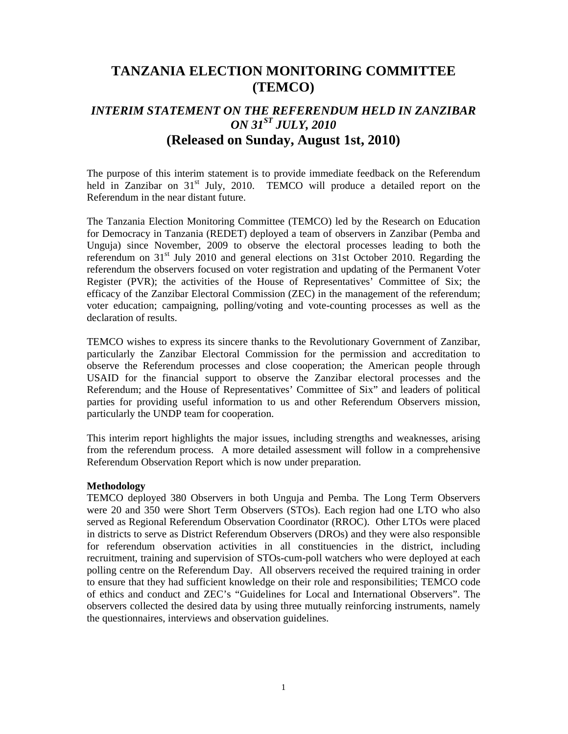# TANZANIA ELECTION MONITORING COMMITTEE (TEMCO)

## *INTERIM STATEMENT ON THE REFERENDUM HELD IN ZANZIBAR ON 31ST JULY, 2010*

## (Released on Sunday, August 1st, 2010)

The purpose of this interim statement is to provide immediate feedback on the Referendum held in Zanzibar on 31st July, 2010. TEMCO will produce a detailed report on the Referendum in the near distant future.

The Tanzania Election Monitoring Committee (TEMCO) led by the Research on Education for Democracy in Tanzania (REDET) deployed a team of observers in Zanzibar (Pemba and Unguja) since November, 2009 to observe the electoral processes leading to both the referendum on 31st July 2010 and general elections on 31st October 2010. Regarding the referendum the observers focused on voter registration and updating of the Permanent Voter Register (PVR); the activities of the House of Representatives' Committee of Six; the efficacy of the Zanzibar Electoral Commission (ZEC) in the management of the referendum; voter education; campaigning, polling/voting and vote-counting processes as well as the declaration of results.

TEMCO wishes to express its sincere thanks to the Revolutionary Government of Zanzibar, particularly the Zanzibar Electoral Commission for the permission and accreditation to observe the Referendum processes and close cooperation; the American people through USAID for the financial support to observe the Zanzibar electoral processes and the Referendum; and the House of Representatives' Committee of Six" and leaders of political parties for providing useful information to us and other Referendum Observers mission, particularly the UNDP team for cooperation.

This interim report highlights the major issues, including strengths and weaknesses, arising from the referendum process. A more detailed assessment will follow in a comprehensive Referendum Observation Report which is now under preparation.

**Methodology**

TEMCO deployed 380 Observers in both Unguja and Pemba. The Long Term Observers were 20 and 350 were Short Term Observers (STOs). Each region had one LTO who also served as Regional Referendum Observation Coordinator (RROC). Other LTOs were placed in districts to serve as District Referendum Observers (DROs) and they were also responsible for referendum observation activities in all constituencies in the district, including recruitment, training and supervision of STOs-cum-poll watchers who were deployed at each polling centre on the Referendum Day. All observers received the required training in order to ensure that they had sufficient knowledge on their role and responsibilities; TEMCO code of ethics and conduct and ZEC's "Guidelines for Local and International Observers". The observers collected the desired data by using three mutually reinforcing instruments, namely the questionnaires, interviews and observation guidelines.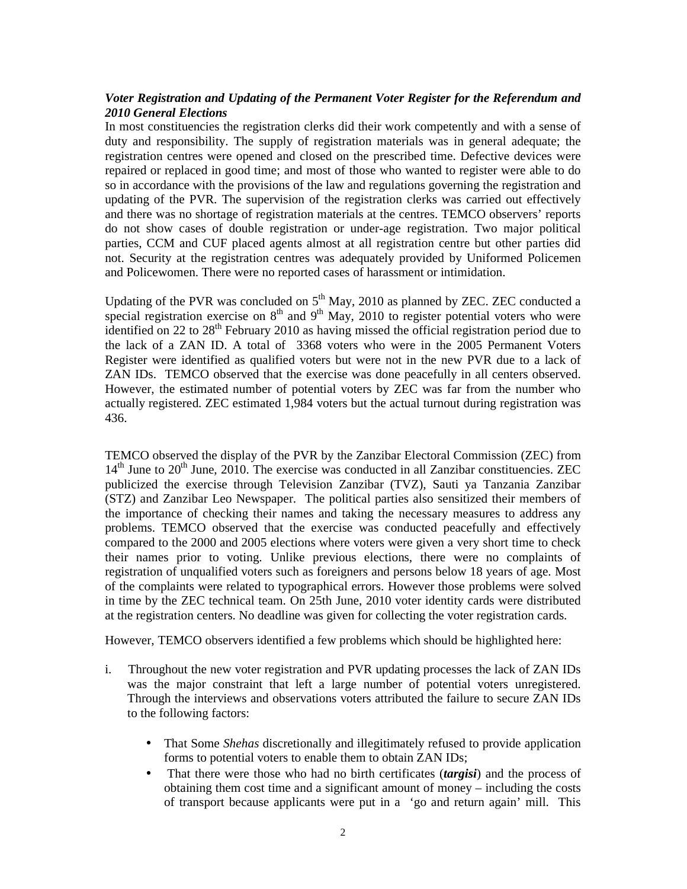***Voter Registration and Updating of the Permanent Voter Register for the Referendum and 2010 General Elections***

In most constituencies the registration clerks did their work competently and with a sense of duty and responsibility. The supply of registration materials was in general adequate; the registration centres were opened and closed on the prescribed time. Defective devices were repaired or replaced in good time; and most of those who wanted to register were able to do so in accordance with the provisions of the law and regulations governing the registration and updating of the PVR. The supervision of the registration clerks was carried out effectively and there was no shortage of registration materials at the centres. TEMCO observers' reports do not show cases of double registration or under-age registration. Two major political parties, CCM and CUF placed agents almost at all registration centre but other parties did not. Security at the registration centres was adequately provided by Uniformed Policemen and Policewomen. There were no reported cases of harassment or intimidation.

Updating of the PVR was concluded on 5th May, 2010 as planned by ZEC. ZEC conducted a special registration exercise on 8th and 9th May, 2010 to register potential voters who were identified on 22 to 28th February 2010 as having missed the official registration period due to the lack of a ZAN ID. A total of 3368 voters who were in the 2005 Permanent Voters Register were identified as qualified voters but were not in the new PVR due to a lack of ZAN IDs. TEMCO observed that the exercise was done peacefully in all centers observed. However, the estimated number of potential voters by ZEC was far from the number who actually registered. ZEC estimated 1,984 voters but the actual turnout during registration was 436.

TEMCO observed the display of the PVR by the Zanzibar Electoral Commission (ZEC) from 14th June to 20th June, 2010. The exercise was conducted in all Zanzibar constituencies. ZEC publicized the exercise through Television Zanzibar (TVZ), Sauti ya Tanzania Zanzibar (STZ) and Zanzibar Leo Newspaper. The political parties also sensitized their members of the importance of checking their names and taking the necessary measures to address any problems. TEMCO observed that the exercise was conducted peacefully and effectively compared to the 2000 and 2005 elections where voters were given a very short time to check their names prior to voting. Unlike previous elections, there were no complaints of registration of unqualified voters such as foreigners and persons below 18 years of age. Most of the complaints were related to typographical errors. However those problems were solved in time by the ZEC technical team. On 25th June, 2010 voter identity cards were distributed at the registration centers. No deadline was given for collecting the voter registration cards.

However, TEMCO observers identified a few problems which should be highlighted here:

i. Throughout the new voter registration and PVR updating processes the lack of ZAN IDs was the major constraint that left a large number of potential voters unregistered. Through the interviews and observations voters attributed the failure to secure ZAN IDs to the following factors:

   - That Some *Shehas* discretionally and illegitimately refused to provide application forms to potential voters to enable them to obtain ZAN IDs;
   - That there were those who had no birth certificates (***targisi***) and the process of obtaining them cost time and a significant amount of money – including the costs of transport because applicants were put in a 'go and return again' mill. This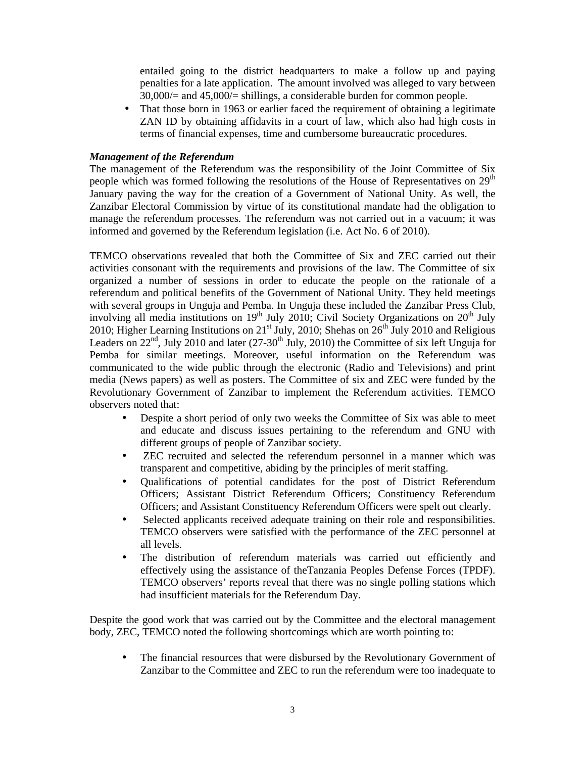entailed going to the district headquarters to make a follow up and paying penalties for a late application. The amount involved was alleged to vary between 30,000/= and 45,000/= shillings, a considerable burden for common people.

- That those born in 1963 or earlier faced the requirement of obtaining a legitimate ZAN ID by obtaining affidavits in a court of law, which also had high costs in terms of financial expenses, time and cumbersome bureaucratic procedures.

***Management of the Referendum***

The management of the Referendum was the responsibility of the Joint Committee of Six people which was formed following the resolutions of the House of Representatives on 29th January paving the way for the creation of a Government of National Unity. As well, the Zanzibar Electoral Commission by virtue of its constitutional mandate had the obligation to manage the referendum processes. The referendum was not carried out in a vacuum; it was informed and governed by the Referendum legislation (i.e. Act No. 6 of 2010).

TEMCO observations revealed that both the Committee of Six and ZEC carried out their activities consonant with the requirements and provisions of the law. The Committee of six organized a number of sessions in order to educate the people on the rationale of a referendum and political benefits of the Government of National Unity. They held meetings with several groups in Unguja and Pemba. In Unguja these included the Zanzibar Press Club, involving all media institutions on 19th July 2010; Civil Society Organizations on 20th July 2010; Higher Learning Institutions on 21st July, 2010; Shehas on 26th July 2010 and Religious Leaders on 22nd, July 2010 and later (27-30th July, 2010) the Committee of six left Unguja for Pemba for similar meetings. Moreover, useful information on the Referendum was communicated to the wide public through the electronic (Radio and Televisions) and print media (News papers) as well as posters. The Committee of six and ZEC were funded by the Revolutionary Government of Zanzibar to implement the Referendum activities. TEMCO observers noted that:

- Despite a short period of only two weeks the Committee of Six was able to meet and educate and discuss issues pertaining to the referendum and GNU with different groups of people of Zanzibar society.
- ZEC recruited and selected the referendum personnel in a manner which was transparent and competitive, abiding by the principles of merit staffing.
- Qualifications of potential candidates for the post of District Referendum Officers; Assistant District Referendum Officers; Constituency Referendum Officers; and Assistant Constituency Referendum Officers were spelt out clearly.
- Selected applicants received adequate training on their role and responsibilities. TEMCO observers were satisfied with the performance of the ZEC personnel at all levels.
- The distribution of referendum materials was carried out efficiently and effectively using the assistance of theTanzania Peoples Defense Forces (TPDF). TEMCO observers' reports reveal that there was no single polling stations which had insufficient materials for the Referendum Day.

Despite the good work that was carried out by the Committee and the electoral management body, ZEC, TEMCO noted the following shortcomings which are worth pointing to:

- The financial resources that were disbursed by the Revolutionary Government of Zanzibar to the Committee and ZEC to run the referendum were too inadequate to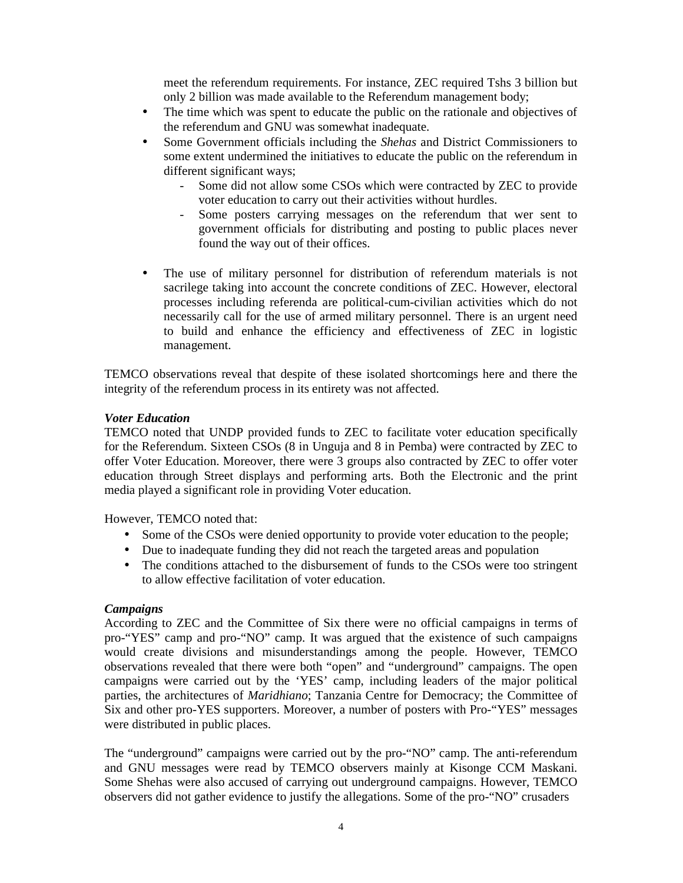meet the referendum requirements. For instance, ZEC required Tshs 3 billion but only 2 billion was made available to the Referendum management body;

- The time which was spent to educate the public on the rationale and objectives of the referendum and GNU was somewhat inadequate.
- Some Government officials including the *Shehas* and District Commissioners to some extent undermined the initiatives to educate the public on the referendum in different significant ways;
    - Some did not allow some CSOs which were contracted by ZEC to provide voter education to carry out their activities without hurdles.
    - Some posters carrying messages on the referendum that wer sent to government officials for distributing and posting to public places never found the way out of their offices.

- The use of military personnel for distribution of referendum materials is not sacrilege taking into account the concrete conditions of ZEC. However, electoral processes including referenda are political-cum-civilian activities which do not necessarily call for the use of armed military personnel. There is an urgent need to build and enhance the efficiency and effectiveness of ZEC in logistic management.

TEMCO observations reveal that despite of these isolated shortcomings here and there the integrity of the referendum process in its entirety was not affected.

***Voter Education***

TEMCO noted that UNDP provided funds to ZEC to facilitate voter education specifically for the Referendum. Sixteen CSOs (8 in Unguja and 8 in Pemba) were contracted by ZEC to offer Voter Education. Moreover, there were 3 groups also contracted by ZEC to offer voter education through Street displays and performing arts. Both the Electronic and the print media played a significant role in providing Voter education.

However, TEMCO noted that:

- Some of the CSOs were denied opportunity to provide voter education to the people;
- Due to inadequate funding they did not reach the targeted areas and population
- The conditions attached to the disbursement of funds to the CSOs were too stringent to allow effective facilitation of voter education.

***Campaigns***

According to ZEC and the Committee of Six there were no official campaigns in terms of pro-"YES" camp and pro-"NO" camp. It was argued that the existence of such campaigns would create divisions and misunderstandings among the people. However, TEMCO observations revealed that there were both "open" and "underground" campaigns. The open campaigns were carried out by the 'YES' camp, including leaders of the major political parties, the architectures of *Maridhiano*; Tanzania Centre for Democracy; the Committee of Six and other pro-YES supporters. Moreover, a number of posters with Pro-"YES" messages were distributed in public places.

The "underground" campaigns were carried out by the pro-"NO" camp. The anti-referendum and GNU messages were read by TEMCO observers mainly at Kisonge CCM Maskani. Some Shehas were also accused of carrying out underground campaigns. However, TEMCO observers did not gather evidence to justify the allegations. Some of the pro-"NO" crusaders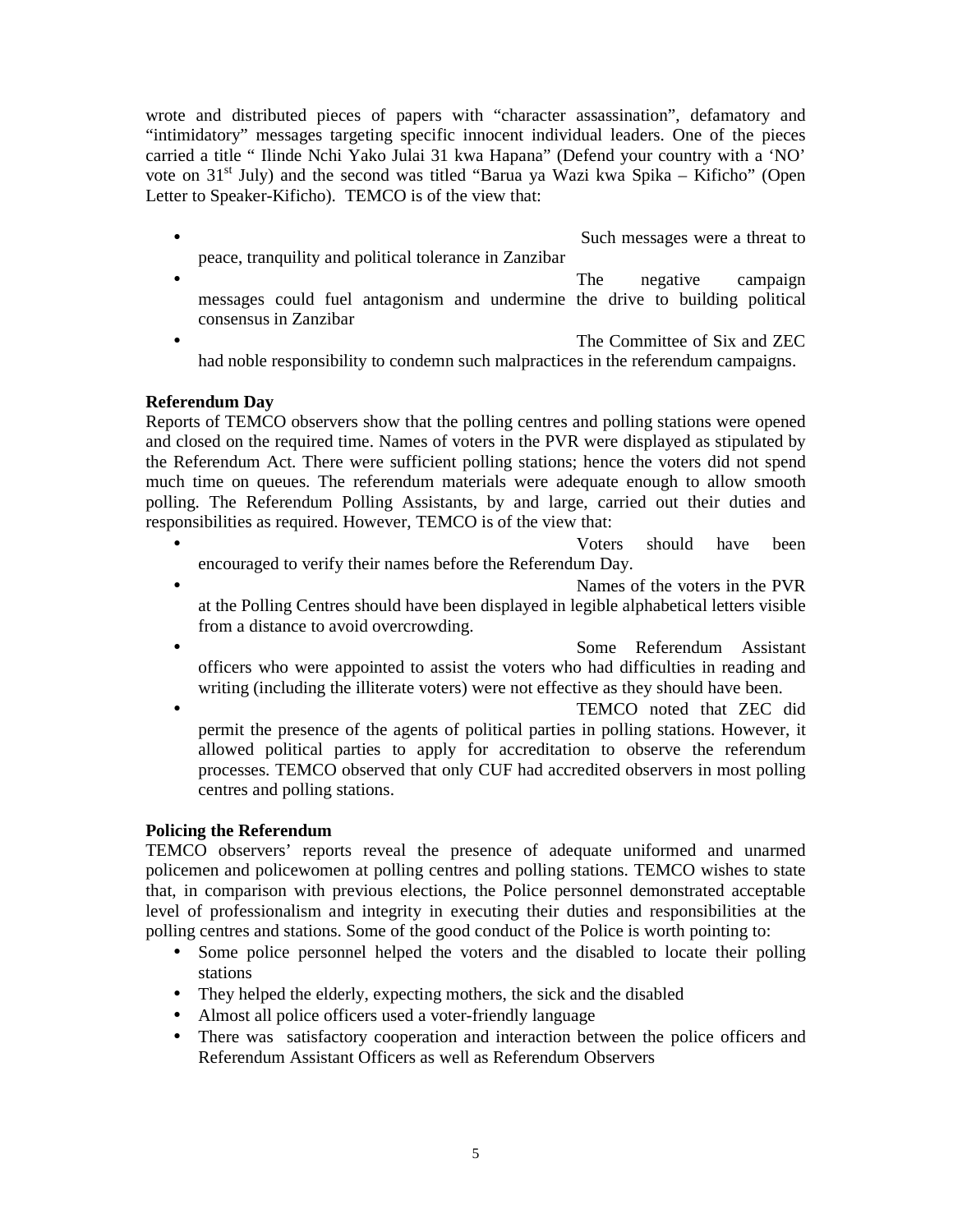wrote and distributed pieces of papers with "character assassination", defamatory and "intimidatory" messages targeting specific innocent individual leaders. One of the pieces carried a title " Ilinde Nchi Yako Julai 31 kwa Hapana" (Defend your country with a 'NO' vote on 31st July) and the second was titled "Barua ya Wazi kwa Spika – Kificho" (Open Letter to Speaker-Kificho). TEMCO is of the view that:

- Such messages were a threat to peace, tranquility and political tolerance in Zanzibar
- The negative campaign messages could fuel antagonism and undermine the drive to building political consensus in Zanzibar
- The Committee of Six and ZEC had noble responsibility to condemn such malpractices in the referendum campaigns.

**Referendum Day**

Reports of TEMCO observers show that the polling centres and polling stations were opened and closed on the required time. Names of voters in the PVR were displayed as stipulated by the Referendum Act. There were sufficient polling stations; hence the voters did not spend much time on queues. The referendum materials were adequate enough to allow smooth polling. The Referendum Polling Assistants, by and large, carried out their duties and responsibilities as required. However, TEMCO is of the view that:

- Voters should have been encouraged to verify their names before the Referendum Day.
- Names of the voters in the PVR at the Polling Centres should have been displayed in legible alphabetical letters visible from a distance to avoid overcrowding.
- Some Referendum Assistant officers who were appointed to assist the voters who had difficulties in reading and writing (including the illiterate voters) were not effective as they should have been.
- TEMCO noted that ZEC did permit the presence of the agents of political parties in polling stations. However, it allowed political parties to apply for accreditation to observe the referendum processes. TEMCO observed that only CUF had accredited observers in most polling centres and polling stations.

**Policing the Referendum**

TEMCO observers' reports reveal the presence of adequate uniformed and unarmed policemen and policewomen at polling centres and polling stations. TEMCO wishes to state that, in comparison with previous elections, the Police personnel demonstrated acceptable level of professionalism and integrity in executing their duties and responsibilities at the polling centres and stations. Some of the good conduct of the Police is worth pointing to:

- Some police personnel helped the voters and the disabled to locate their polling stations
- They helped the elderly, expecting mothers, the sick and the disabled
- Almost all police officers used a voter-friendly language
- There was satisfactory cooperation and interaction between the police officers and Referendum Assistant Officers as well as Referendum Observers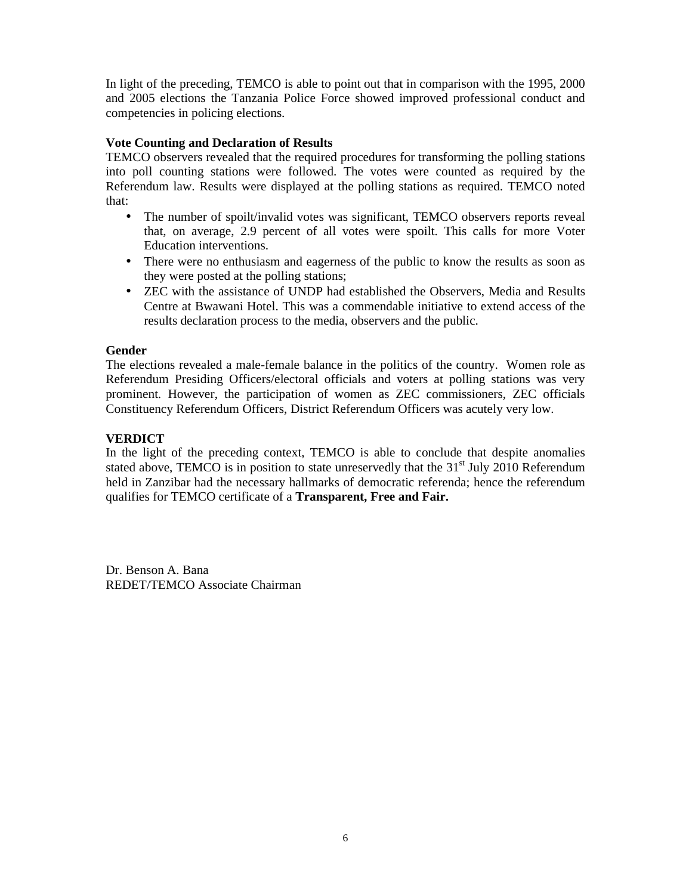In light of the preceding, TEMCO is able to point out that in comparison with the 1995, 2000 and 2005 elections the Tanzania Police Force showed improved professional conduct and competencies in policing elections.

**Vote Counting and Declaration of Results**

TEMCO observers revealed that the required procedures for transforming the polling stations into poll counting stations were followed. The votes were counted as required by the Referendum law. Results were displayed at the polling stations as required. TEMCO noted that:

- The number of spoilt/invalid votes was significant, TEMCO observers reports reveal that, on average, 2.9 percent of all votes were spoilt. This calls for more Voter Education interventions.
- There were no enthusiasm and eagerness of the public to know the results as soon as they were posted at the polling stations;
- ZEC with the assistance of UNDP had established the Observers, Media and Results Centre at Bwawani Hotel. This was a commendable initiative to extend access of the results declaration process to the media, observers and the public.

**Gender**

The elections revealed a male-female balance in the politics of the country. Women role as Referendum Presiding Officers/electoral officials and voters at polling stations was very prominent. However, the participation of women as ZEC commissioners, ZEC officials Constituency Referendum Officers, District Referendum Officers was acutely very low.

**VERDICT**

In the light of the preceding context, TEMCO is able to conclude that despite anomalies stated above, TEMCO is in position to state unreservedly that the 31st July 2010 Referendum held in Zanzibar had the necessary hallmarks of democratic referenda; hence the referendum qualifies for TEMCO certificate of a **Transparent, Free and Fair.**

Dr. Benson A. Bana
REDET/TEMCO Associate Chairman